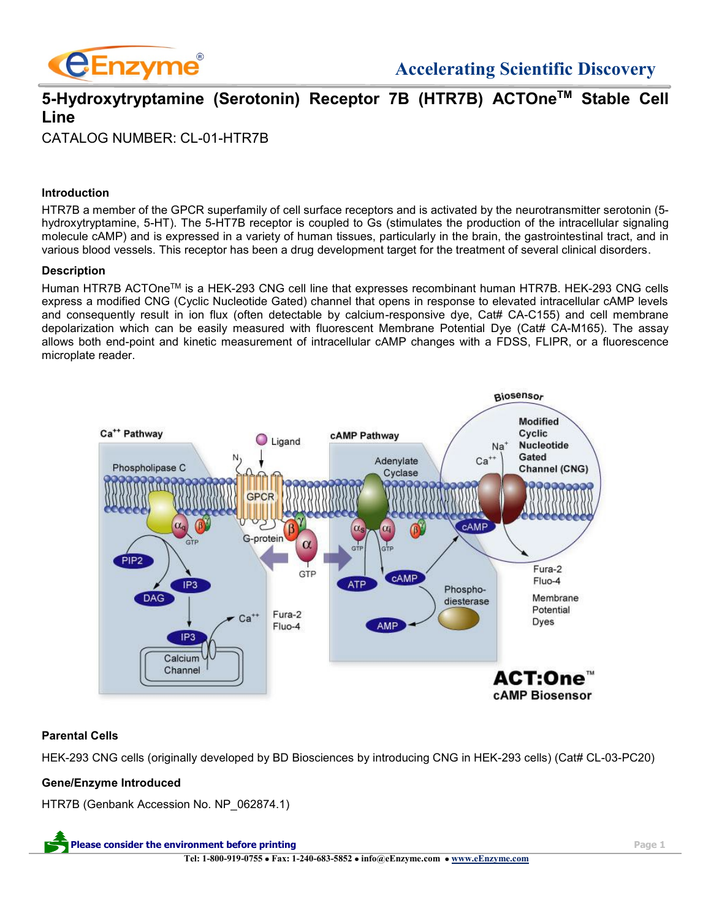# 5-Hydroxytryptamine (Serotonin) Receptor 7B (HTR7B) ACTOne™ Stable Cell Line

CATALOG NUMBER: CL-01-HTR7B

### Introduction

HTR7B a member of the GPCR superfamily of cell surface receptors and is activated by the neurotransmitter serotonin (5-hydroxytryptamine, 5-HT). The 5-HT7B receptor is coupled to Gs (stimulates the production of the intracellular signaling molecule cAMP) and is expressed in a variety of human tissues, particularly in the brain, the gastrointestinal tract, and in various blood vessels. This receptor has been a drug development target for the treatment of several clinical disorders.

### Description

Human HTR7B ACTOne™ is a HEK-293 CNG cell line that expresses recombinant human HTR7B. HEK-293 CNG cells express a modified CNG (Cyclic Nucleotide Gated) channel that opens in response to elevated intracellular cAMP levels and consequently result in ion flux (often detectable by calcium-responsive dye, Cat# CA-C155) and cell membrane depolarization which can be easily measured with fluorescent Membrane Potential Dye (Cat# CA-M165). The assay allows both end-point and kinetic measurement of intracellular cAMP changes with a FDSS, FLIPR, or a fluorescence microplate reader.

### Parental Cells

HEK-293 CNG cells (originally developed by BD Biosciences by introducing CNG in HEK-293 cells) (Cat# CL-03-PC20)

### Gene/Enzyme Introduced

HTR7B (Genbank Accession No. NP_062874.1)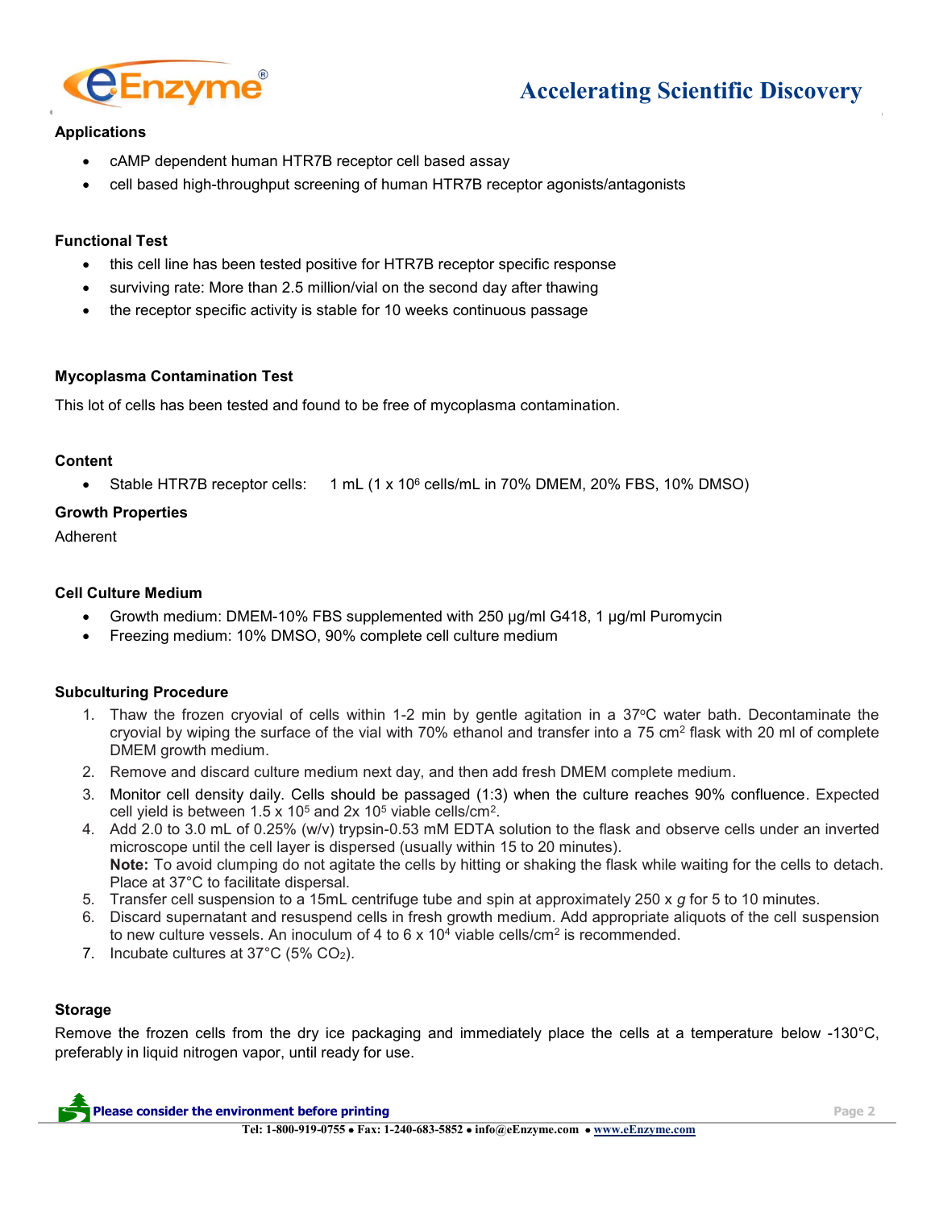## Applications

- cAMP dependent human HTR7B receptor cell based assay
- cell based high-throughput screening of human HTR7B receptor agonists/antagonists

## Functional Test

- this cell line has been tested positive for HTR7B receptor specific response
- surviving rate: More than 2.5 million/vial on the second day after thawing
- the receptor specific activity is stable for 10 weeks continuous passage

## Mycoplasma Contamination Test

This lot of cells has been tested and found to be free of mycoplasma contamination.

## Content

- Stable HTR7B receptor cells: 1 mL ($1 \times 10^6$ cells/mL in 70% DMEM, 20% FBS, 10% DMSO)

## Growth Properties

Adherent

## Cell Culture Medium

- Growth medium: DMEM-10% FBS supplemented with 250 µg/ml G418, 1 µg/ml Puromycin
- Freezing medium: 10% DMSO, 90% complete cell culture medium

## Subculturing Procedure

1. Thaw the frozen cryovial of cells within 1-2 min by gentle agitation in a 37°C water bath. Decontaminate the cryovial by wiping the surface of the vial with 70% ethanol and transfer into a 75 cm$^2$ flask with 20 ml of complete DMEM growth medium.
2. Remove and discard culture medium next day, and then add fresh DMEM complete medium.
3. Monitor cell density daily. Cells should be passaged (1:3) when the culture reaches 90% confluence. Expected cell yield is between $1.5 \times 10^5$ and $2 \times 10^5$ viable cells/cm$^2$.
4. Add 2.0 to 3.0 mL of 0.25% (w/v) trypsin-0.53 mM EDTA solution to the flask and observe cells under an inverted microscope until the cell layer is dispersed (usually within 15 to 20 minutes).
   **Note:** To avoid clumping do not agitate the cells by hitting or shaking the flask while waiting for the cells to detach. Place at 37°C to facilitate dispersal.
5. Transfer cell suspension to a 15mL centrifuge tube and spin at approximately 250 x *g* for 5 to 10 minutes.
6. Discard supernatant and resuspend cells in fresh growth medium. Add appropriate aliquots of the cell suspension to new culture vessels. An inoculum of 4 to $6 \times 10^4$ viable cells/cm$^2$ is recommended.
7. Incubate cultures at 37°C (5% $CO_2$).

## Storage

Remove the frozen cells from the dry ice packaging and immediately place the cells at a temperature below -130°C, preferably in liquid nitrogen vapor, until ready for use.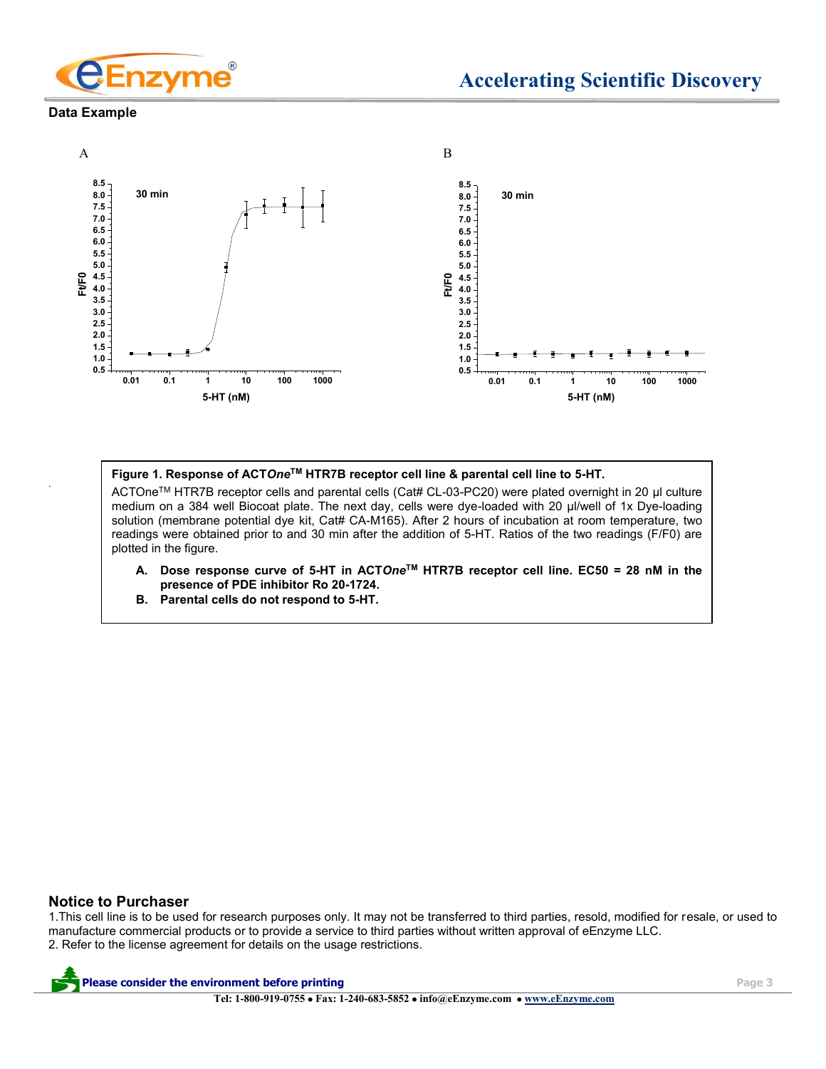**Data Example**

A

30 min

Ft/F0

8.5
8.0
7.5
7.0
6.5
6.0
5.5
5.0
4.5
4.0
3.5
3.0
2.5
2.0
1.5
1.0
0.5

0.01 0.1 1 10 100 1000

5-HT (nM)

B

30 min

Ft/F0

8.5
8.0
7.5
7.0
6.5
6.0
5.5
5.0
4.5
4.0
3.5
3.0
2.5
2.0
1.5
1.0
0.5

0.01 0.1 1 10 100 1000

5-HT (nM)

**Figure 1. Response of ACT*One*™ HTR7B receptor cell line & parental cell line to 5-HT.**

ACTOne™ HTR7B receptor cells and parental cells (Cat# CL-03-PC20) were plated overnight in 20 µl culture medium on a 384 well Biocoat plate. The next day, cells were dye-loaded with 20 µl/well of 1x Dye-loading solution (membrane potential dye kit, Cat# CA-M165). After 2 hours of incubation at room temperature, two readings were obtained prior to and 30 min after the addition of 5-HT. Ratios of the two readings (F/F0) are plotted in the figure.

- **A. Dose response curve of 5-HT in ACT*One*™ HTR7B receptor cell line. EC50 = 28 nM in the presence of PDE inhibitor Ro 20-1724.**
- **B. Parental cells do not respond to 5-HT.**

## Notice to Purchaser

1.This cell line is to be used for research purposes only. It may not be transferred to third parties, resold, modified for resale, or used to manufacture commercial products or to provide a service to third parties without written approval of eEnzyme LLC.
2. Refer to the license agreement for details on the usage restrictions.